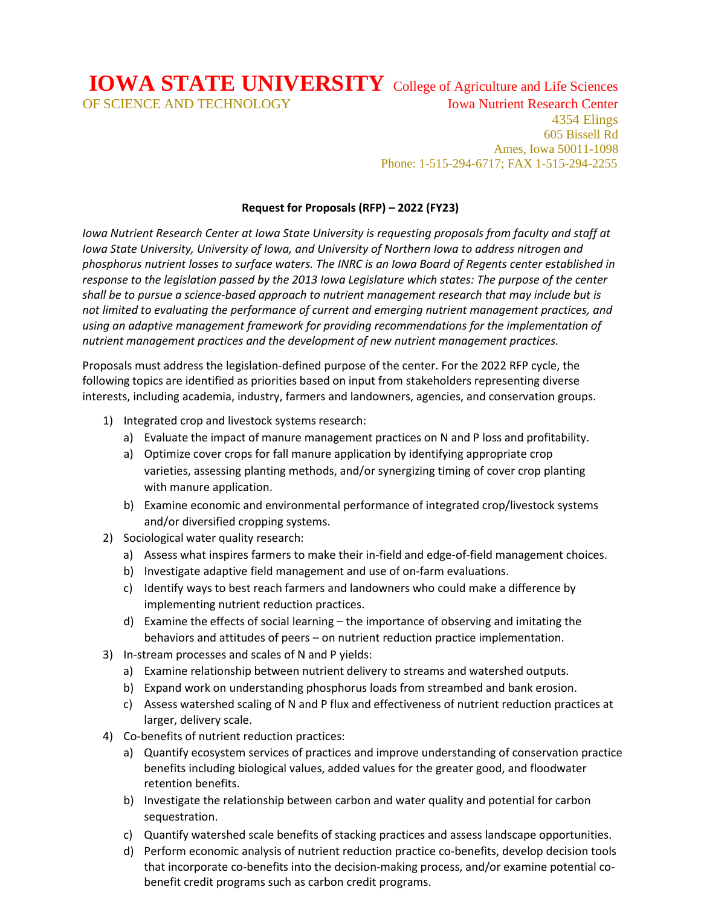**IOWA STATE UNIVERSITY** College of Agriculture and Life Sciences
OF SCIENCE AND TECHNOLOGY Iowa Nutrient Research Center
4354 Elings
605 Bissell Rd
Ames, Iowa 50011-1098
Phone: 1-515-294-6717; FAX 1-515-294-2255

**Request for Proposals (RFP) – 2022 (FY23)**

*Iowa Nutrient Research Center at Iowa State University is requesting proposals from faculty and staff at Iowa State University, University of Iowa, and University of Northern Iowa to address nitrogen and phosphorus nutrient losses to surface waters. The INRC is an Iowa Board of Regents center established in response to the legislation passed by the 2013 Iowa Legislature which states: The purpose of the center shall be to pursue a science-based approach to nutrient management research that may include but is not limited to evaluating the performance of current and emerging nutrient management practices, and using an adaptive management framework for providing recommendations for the implementation of nutrient management practices and the development of new nutrient management practices.*

Proposals must address the legislation-defined purpose of the center. For the 2022 RFP cycle, the following topics are identified as priorities based on input from stakeholders representing diverse interests, including academia, industry, farmers and landowners, agencies, and conservation groups.

1) Integrated crop and livestock systems research:
   a) Evaluate the impact of manure management practices on N and P loss and profitability.
   a) Optimize cover crops for fall manure application by identifying appropriate crop varieties, assessing planting methods, and/or synergizing timing of cover crop planting with manure application.
   b) Examine economic and environmental performance of integrated crop/livestock systems and/or diversified cropping systems.
2) Sociological water quality research:
   a) Assess what inspires farmers to make their in-field and edge-of-field management choices.
   b) Investigate adaptive field management and use of on-farm evaluations.
   c) Identify ways to best reach farmers and landowners who could make a difference by implementing nutrient reduction practices.
   d) Examine the effects of social learning – the importance of observing and imitating the behaviors and attitudes of peers – on nutrient reduction practice implementation.
3) In-stream processes and scales of N and P yields:
   a) Examine relationship between nutrient delivery to streams and watershed outputs.
   b) Expand work on understanding phosphorus loads from streambed and bank erosion.
   c) Assess watershed scaling of N and P flux and effectiveness of nutrient reduction practices at larger, delivery scale.
4) Co-benefits of nutrient reduction practices:
   a) Quantify ecosystem services of practices and improve understanding of conservation practice benefits including biological values, added values for the greater good, and floodwater retention benefits.
   b) Investigate the relationship between carbon and water quality and potential for carbon sequestration.
   c) Quantify watershed scale benefits of stacking practices and assess landscape opportunities.
   d) Perform economic analysis of nutrient reduction practice co-benefits, develop decision tools that incorporate co-benefits into the decision-making process, and/or examine potential co-benefit credit programs such as carbon credit programs.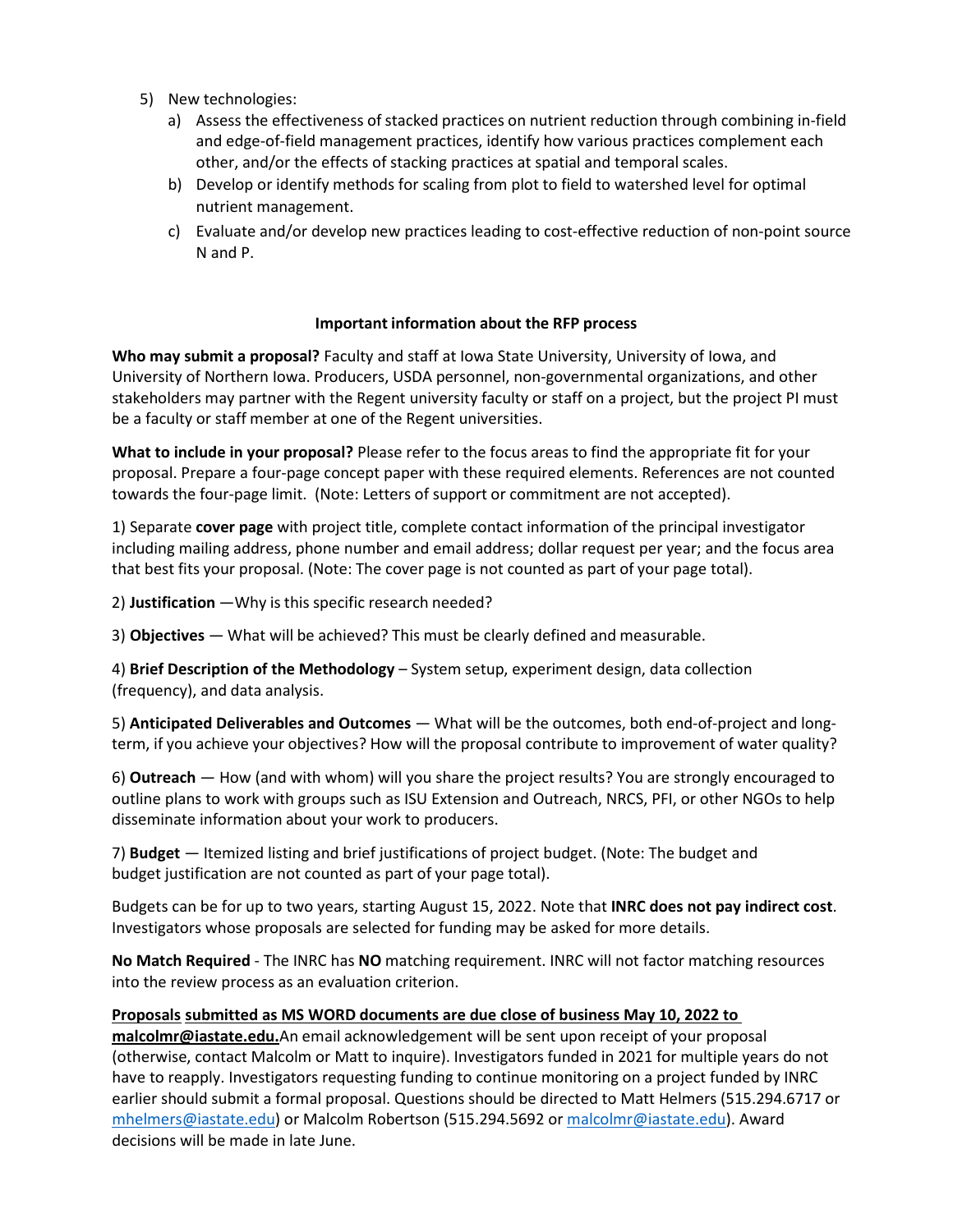5) New technologies:
   a) Assess the effectiveness of stacked practices on nutrient reduction through combining in-field and edge-of-field management practices, identify how various practices complement each other, and/or the effects of stacking practices at spatial and temporal scales.
   b) Develop or identify methods for scaling from plot to field to watershed level for optimal nutrient management.
   c) Evaluate and/or develop new practices leading to cost-effective reduction of non-point source N and P.

**Important information about the RFP process**

**Who may submit a proposal?** Faculty and staff at Iowa State University, University of Iowa, and University of Northern Iowa. Producers, USDA personnel, non-governmental organizations, and other stakeholders may partner with the Regent university faculty or staff on a project, but the project PI must be a faculty or staff member at one of the Regent universities.

**What to include in your proposal?** Please refer to the focus areas to find the appropriate fit for your proposal. Prepare a four-page concept paper with these required elements. References are not counted towards the four-page limit. (Note: Letters of support or commitment are not accepted).

1) Separate **cover page** with project title, complete contact information of the principal investigator including mailing address, phone number and email address; dollar request per year; and the focus area that best fits your proposal. (Note: The cover page is not counted as part of your page total).

2) **Justification** —Why is this specific research needed?

3) **Objectives** — What will be achieved? This must be clearly defined and measurable.

4) **Brief Description of the Methodology** – System setup, experiment design, data collection (frequency), and data analysis.

5) **Anticipated Deliverables and Outcomes** — What will be the outcomes, both end-of-project and long-term, if you achieve your objectives? How will the proposal contribute to improvement of water quality?

6) **Outreach** — How (and with whom) will you share the project results? You are strongly encouraged to outline plans to work with groups such as ISU Extension and Outreach, NRCS, PFI, or other NGOs to help disseminate information about your work to producers.

7) **Budget** — Itemized listing and brief justifications of project budget. (Note: The budget and budget justification are not counted as part of your page total).

Budgets can be for up to two years, starting August 15, 2022. Note that **INRC does not pay indirect cost**. Investigators whose proposals are selected for funding may be asked for more details.

**No Match Required** - The INRC has **NO** matching requirement. INRC will not factor matching resources into the review process as an evaluation criterion.

**Proposals submitted as MS WORD documents are due close of business May 10, 2022 to malcolmr@iastate.edu.** An email acknowledgement will be sent upon receipt of your proposal (otherwise, contact Malcolm or Matt to inquire). Investigators funded in 2021 for multiple years do not have to reapply. Investigators requesting funding to continue monitoring on a project funded by INRC earlier should submit a formal proposal. Questions should be directed to Matt Helmers (515.294.6717 or mhelmers@iastate.edu) or Malcolm Robertson (515.294.5692 or malcolmr@iastate.edu). Award decisions will be made in late June.